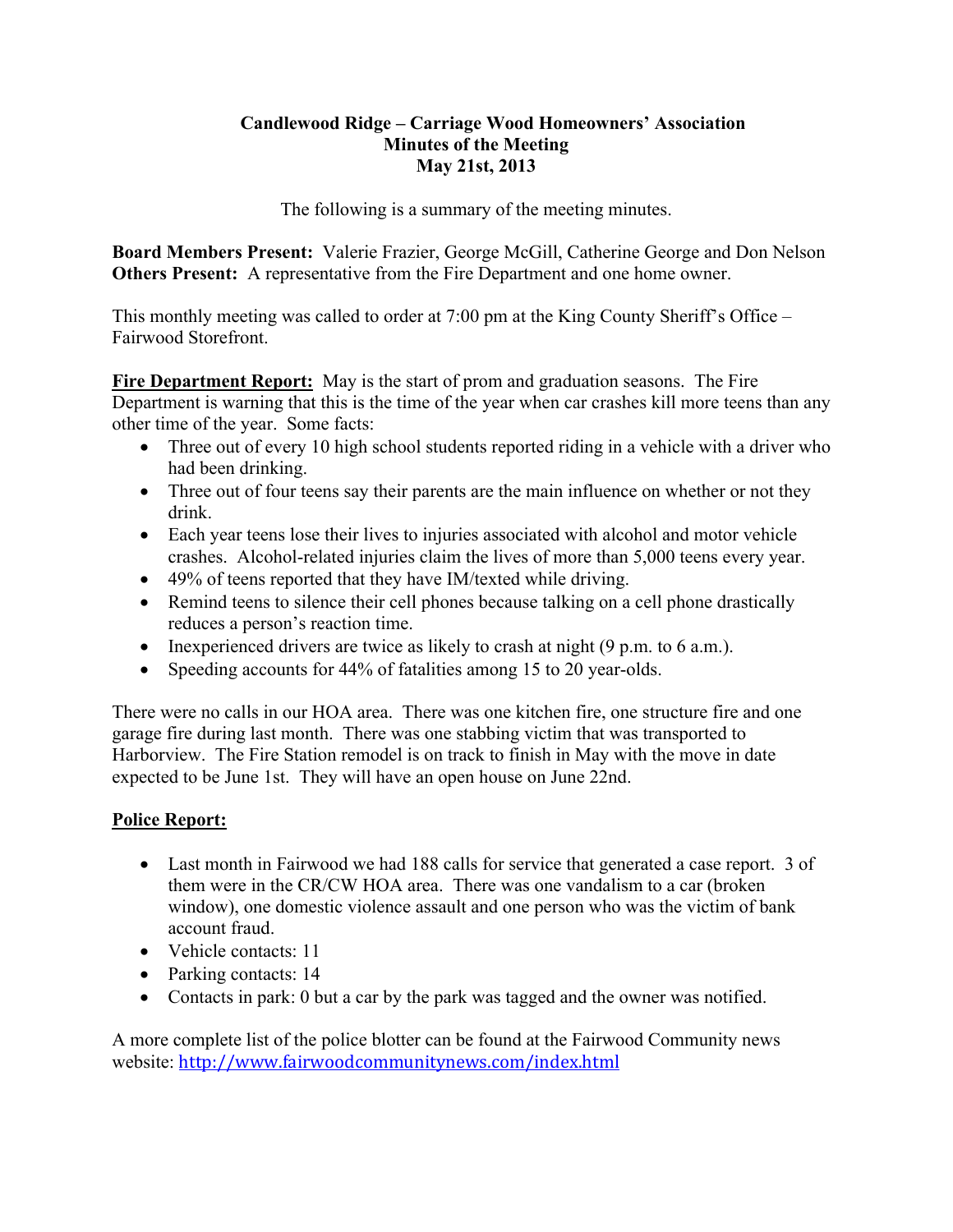# Candlewood Ridge – Carriage Wood Homeowners' Association
## Minutes of the Meeting
## May 21st, 2013

The following is a summary of the meeting minutes.

**Board Members Present:** Valerie Frazier, George McGill, Catherine George and Don Nelson
**Others Present:** A representative from the Fire Department and one home owner.

This monthly meeting was called to order at 7:00 pm at the King County Sheriff's Office – Fairwood Storefront.

**Fire Department Report:** May is the start of prom and graduation seasons. The Fire Department is warning that this is the time of the year when car crashes kill more teens than any other time of the year. Some facts:

- Three out of every 10 high school students reported riding in a vehicle with a driver who had been drinking.
- Three out of four teens say their parents are the main influence on whether or not they drink.
- Each year teens lose their lives to injuries associated with alcohol and motor vehicle crashes. Alcohol-related injuries claim the lives of more than 5,000 teens every year.
- 49% of teens reported that they have IM/texted while driving.
- Remind teens to silence their cell phones because talking on a cell phone drastically reduces a person's reaction time.
- Inexperienced drivers are twice as likely to crash at night (9 p.m. to 6 a.m.).
- Speeding accounts for 44% of fatalities among 15 to 20 year-olds.

There were no calls in our HOA area. There was one kitchen fire, one structure fire and one garage fire during last month. There was one stabbing victim that was transported to Harborview. The Fire Station remodel is on track to finish in May with the move in date expected to be June 1st. They will have an open house on June 22nd.

**Police Report:**

- Last month in Fairwood we had 188 calls for service that generated a case report. 3 of them were in the CR/CW HOA area. There was one vandalism to a car (broken window), one domestic violence assault and one person who was the victim of bank account fraud.
- Vehicle contacts: 11
- Parking contacts: 14
- Contacts in park: 0 but a car by the park was tagged and the owner was notified.

A more complete list of the police blotter can be found at the Fairwood Community news website: http://www.fairwoodcommunitynews.com/index.html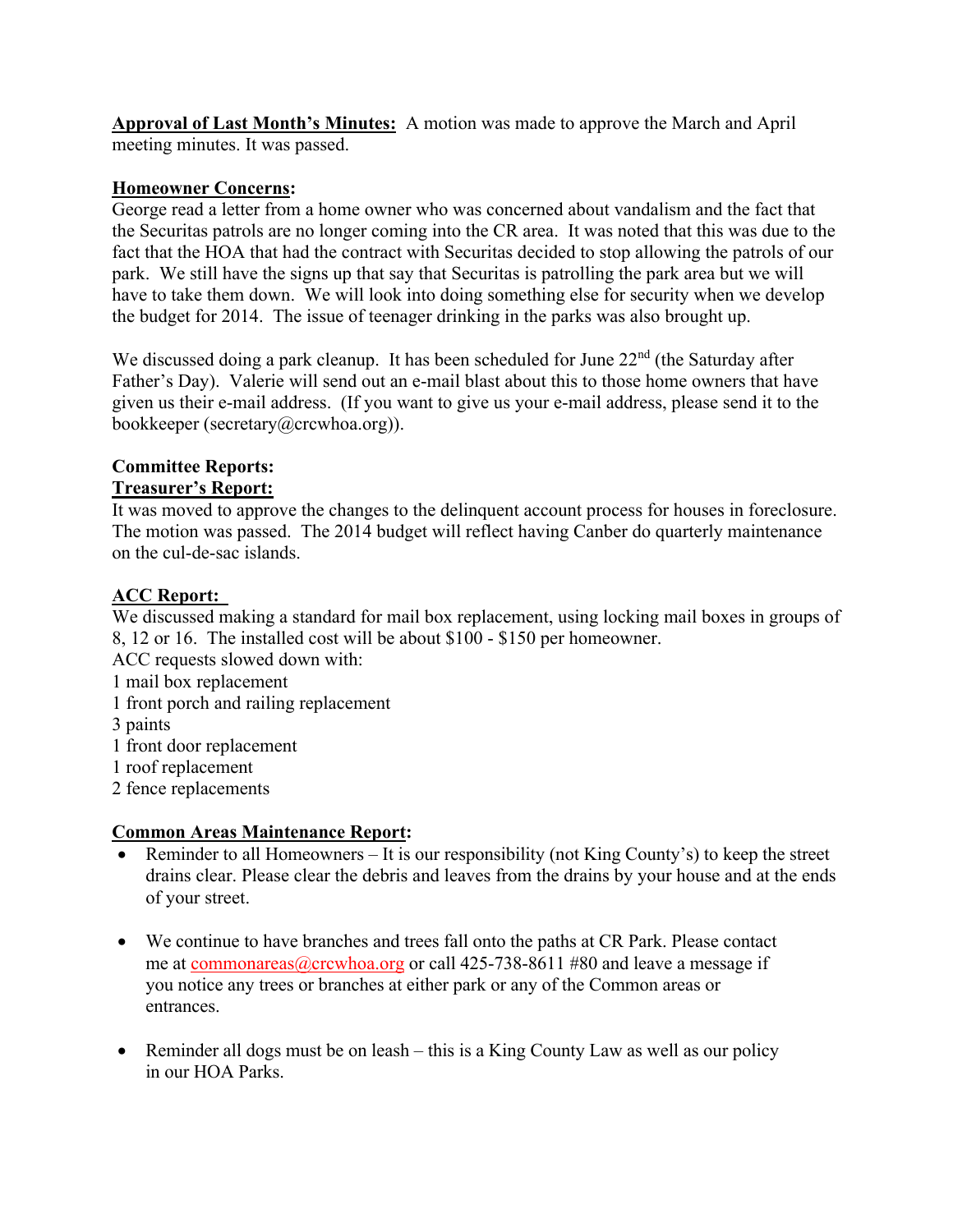**Approval of Last Month's Minutes:** A motion was made to approve the March and April meeting minutes. It was passed.

**Homeowner Concerns:**

George read a letter from a home owner who was concerned about vandalism and the fact that the Securitas patrols are no longer coming into the CR area. It was noted that this was due to the fact that the HOA that had the contract with Securitas decided to stop allowing the patrols of our park. We still have the signs up that say that Securitas is patrolling the park area but we will have to take them down. We will look into doing something else for security when we develop the budget for 2014. The issue of teenager drinking in the parks was also brought up.

We discussed doing a park cleanup. It has been scheduled for June 22nd (the Saturday after Father's Day). Valerie will send out an e-mail blast about this to those home owners that have given us their e-mail address. (If you want to give us your e-mail address, please send it to the bookkeeper (secretary@crcwhoa.org)).

**Committee Reports:**

**Treasurer's Report:**

It was moved to approve the changes to the delinquent account process for houses in foreclosure. The motion was passed. The 2014 budget will reflect having Canber do quarterly maintenance on the cul-de-sac islands.

**ACC Report:**

We discussed making a standard for mail box replacement, using locking mail boxes in groups of 8, 12 or 16. The installed cost will be about $100 - $150 per homeowner.

ACC requests slowed down with:

1 mail box replacement
1 front porch and railing replacement
3 paints
1 front door replacement
1 roof replacement
2 fence replacements

**Common Areas Maintenance Report:**

- Reminder to all Homeowners – It is our responsibility (not King County's) to keep the street drains clear. Please clear the debris and leaves from the drains by your house and at the ends of your street.
- We continue to have branches and trees fall onto the paths at CR Park. Please contact me at commonareas@crcwhoa.org or call 425-738-8611 #80 and leave a message if you notice any trees or branches at either park or any of the Common areas or entrances.
- Reminder all dogs must be on leash – this is a King County Law as well as our policy in our HOA Parks.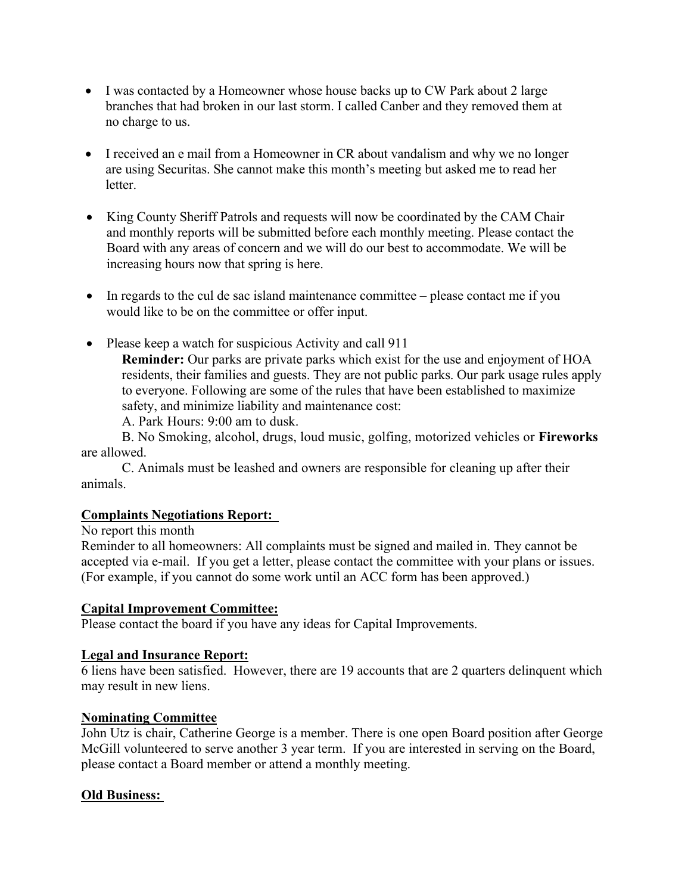- I was contacted by a Homeowner whose house backs up to CW Park about 2 large branches that had broken in our last storm. I called Canber and they removed them at no charge to us.

- I received an e mail from a Homeowner in CR about vandalism and why we no longer are using Securitas. She cannot make this month's meeting but asked me to read her letter.

- King County Sheriff Patrols and requests will now be coordinated by the CAM Chair and monthly reports will be submitted before each monthly meeting. Please contact the Board with any areas of concern and we will do our best to accommodate. We will be increasing hours now that spring is here.

- In regards to the cul de sac island maintenance committee – please contact me if you would like to be on the committee or offer input.

- Please keep a watch for suspicious Activity and call 911

  **Reminder:** Our parks are private parks which exist for the use and enjoyment of HOA residents, their families and guests. They are not public parks. Our park usage rules apply to everyone. Following are some of the rules that have been established to maximize safety, and minimize liability and maintenance cost:

  A. Park Hours: 9:00 am to dusk.

  B. No Smoking, alcohol, drugs, loud music, golfing, motorized vehicles or **Fireworks** are allowed.

  C. Animals must be leashed and owners are responsible for cleaning up after their animals.

**Complaints Negotiations Report:**

No report this month

Reminder to all homeowners: All complaints must be signed and mailed in. They cannot be accepted via e-mail. If you get a letter, please contact the committee with your plans or issues. (For example, if you cannot do some work until an ACC form has been approved.)

**Capital Improvement Committee:**

Please contact the board if you have any ideas for Capital Improvements.

**Legal and Insurance Report:**

6 liens have been satisfied. However, there are 19 accounts that are 2 quarters delinquent which may result in new liens.

**Nominating Committee**

John Utz is chair, Catherine George is a member. There is one open Board position after George McGill volunteered to serve another 3 year term. If you are interested in serving on the Board, please contact a Board member or attend a monthly meeting.

**Old Business:**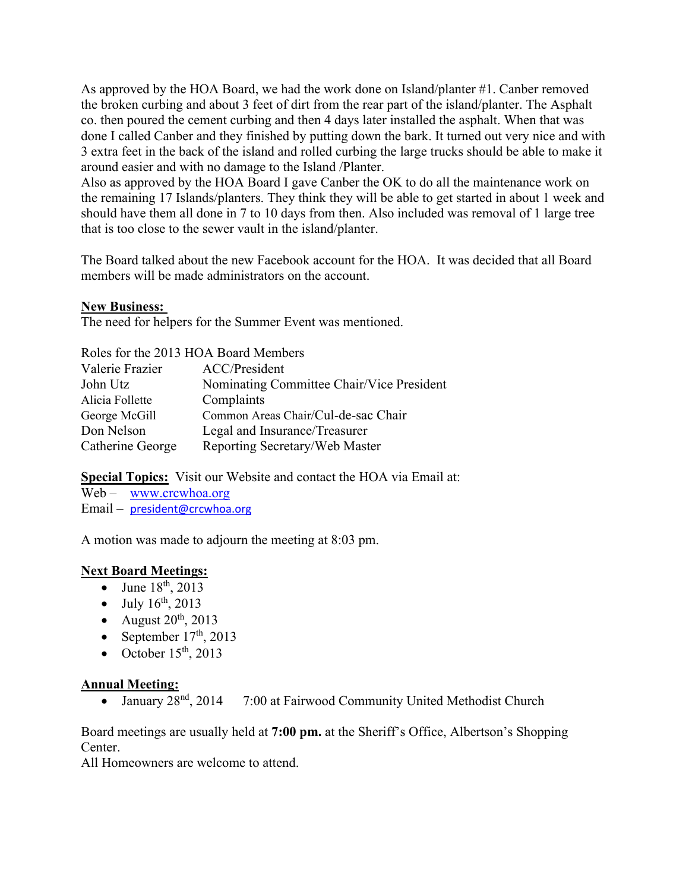As approved by the HOA Board, we had the work done on Island/planter #1. Canber removed the broken curbing and about 3 feet of dirt from the rear part of the island/planter. The Asphalt co. then poured the cement curbing and then 4 days later installed the asphalt. When that was done I called Canber and they finished by putting down the bark. It turned out very nice and with 3 extra feet in the back of the island and rolled curbing the large trucks should be able to make it around easier and with no damage to the Island /Planter.
Also as approved by the HOA Board I gave Canber the OK to do all the maintenance work on the remaining 17 Islands/planters. They think they will be able to get started in about 1 week and should have them all done in 7 to 10 days from then. Also included was removal of 1 large tree that is too close to the sewer vault in the island/planter.

The Board talked about the new Facebook account for the HOA. It was decided that all Board members will be made administrators on the account.

**New Business:**
The need for helpers for the Summer Event was mentioned.

Roles for the 2013 HOA Board Members

| | |
|---|---|
| Valerie Frazier | ACC/President |
| John Utz | Nominating Committee Chair/Vice President |
| Alicia Follette | Complaints |
| George McGill | Common Areas Chair/Cul-de-sac Chair |
| Don Nelson | Legal and Insurance/Treasurer |
| Catherine George | Reporting Secretary/Web Master |

**Special Topics:** Visit our Website and contact the HOA via Email at:
Web – www.crcwhoa.org
Email – president@crcwhoa.org

A motion was made to adjourn the meeting at 8:03 pm.

**Next Board Meetings:**

- June 18th, 2013
- July 16th, 2013
- August 20th, 2013
- September 17th, 2013
- October 15th, 2013

**Annual Meeting:**

- January 28nd, 2014 7:00 at Fairwood Community United Methodist Church

Board meetings are usually held at **7:00 pm.** at the Sheriff's Office, Albertson's Shopping Center.
All Homeowners are welcome to attend.